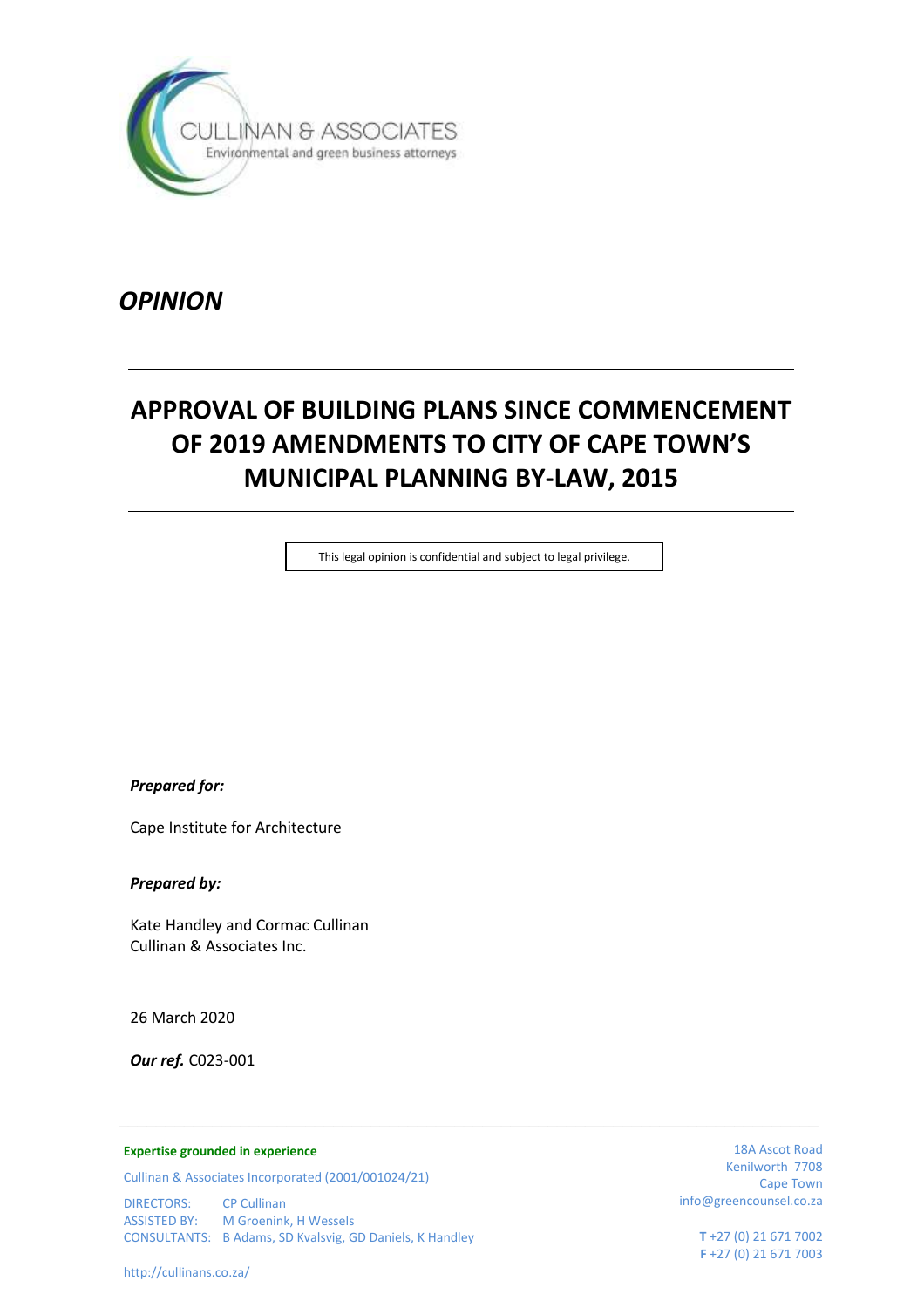CULLINAN & ASSOCIATES
Environmental and green business attorneys

*OPINION*

# APPROVAL OF BUILDING PLANS SINCE COMMENCEMENT OF 2019 AMENDMENTS TO CITY OF CAPE TOWN'S MUNICIPAL PLANNING BY-LAW, 2015

This legal opinion is confidential and subject to legal privilege.

***Prepared for:***

Cape Institute for Architecture

***Prepared by:***

Kate Handley and Cormac Cullinan
Cullinan & Associates Inc.

26 March 2020

***Our ref.*** C023-001

**Expertise grounded in experience**

Cullinan & Associates Incorporated (2001/001024/21)

DIRECTORS: CP Cullinan
ASSISTED BY: M Groenink, H Wessels
CONSULTANTS: B Adams, SD Kvalsvig, GD Daniels, K Handley

http://cullinans.co.za/

18A Ascot Road
Kenilworth 7708
Cape Town
info@greencounsel.co.za

**T** +27 (0) 21 671 7002
**F** +27 (0) 21 671 7003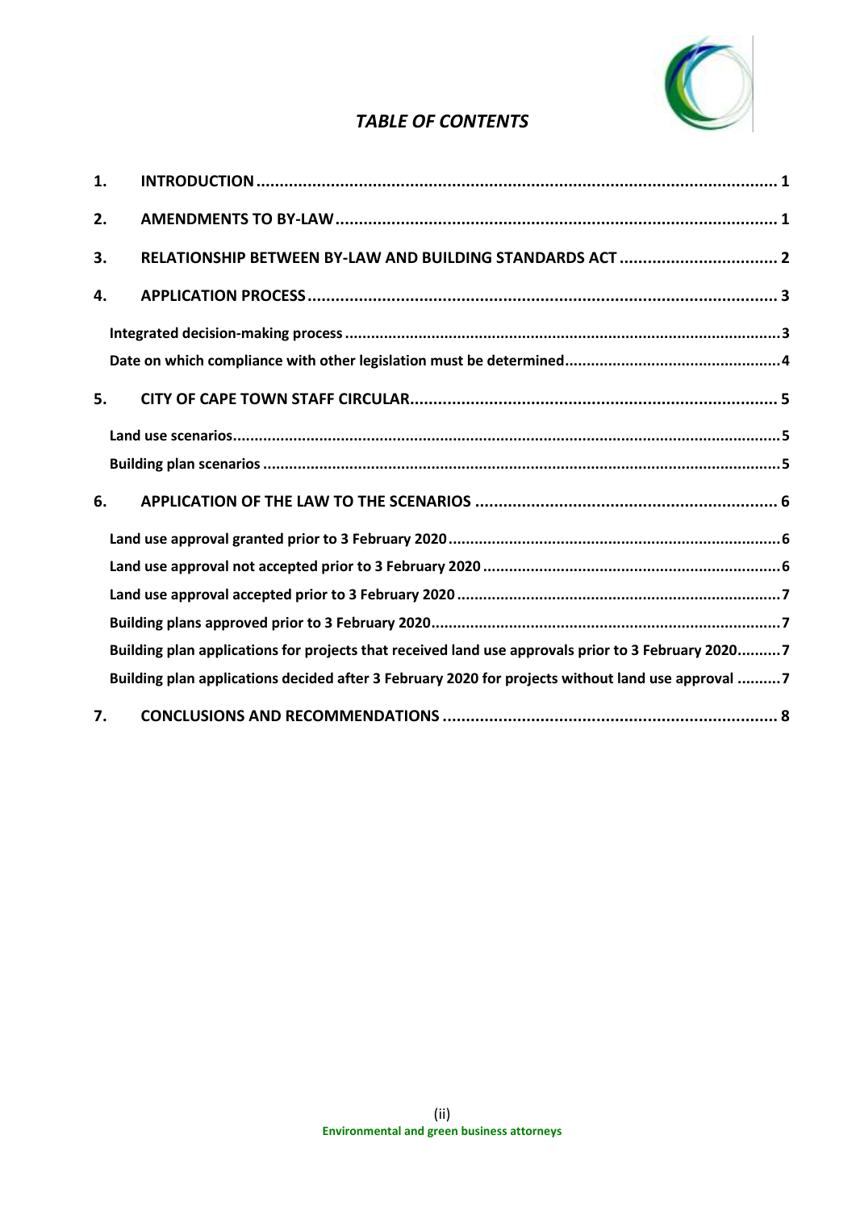# *TABLE OF CONTENTS*

1. **INTRODUCTION** ..... 1
2. **AMENDMENTS TO BY-LAW** ..... 1
3. **RELATIONSHIP BETWEEN BY-LAW AND BUILDING STANDARDS ACT** ..... 2
4. **APPLICATION PROCESS** ..... 3
   - **Integrated decision-making process** ..... 3
   - **Date on which compliance with other legislation must be determined** ..... 4
5. **CITY OF CAPE TOWN STAFF CIRCULAR** ..... 5
   - **Land use scenarios** ..... 5
   - **Building plan scenarios** ..... 5
6. **APPLICATION OF THE LAW TO THE SCENARIOS** ..... 6
   - **Land use approval granted prior to 3 February 2020** ..... 6
   - **Land use approval not accepted prior to 3 February 2020** ..... 6
   - **Land use approval accepted prior to 3 February 2020** ..... 7
   - **Building plans approved prior to 3 February 2020** ..... 7
   - **Building plan applications for projects that received land use approvals prior to 3 February 2020** ..... 7
   - **Building plan applications decided after 3 February 2020 for projects without land use approval** ..... 7
7. **CONCLUSIONS AND RECOMMENDATIONS** ..... 8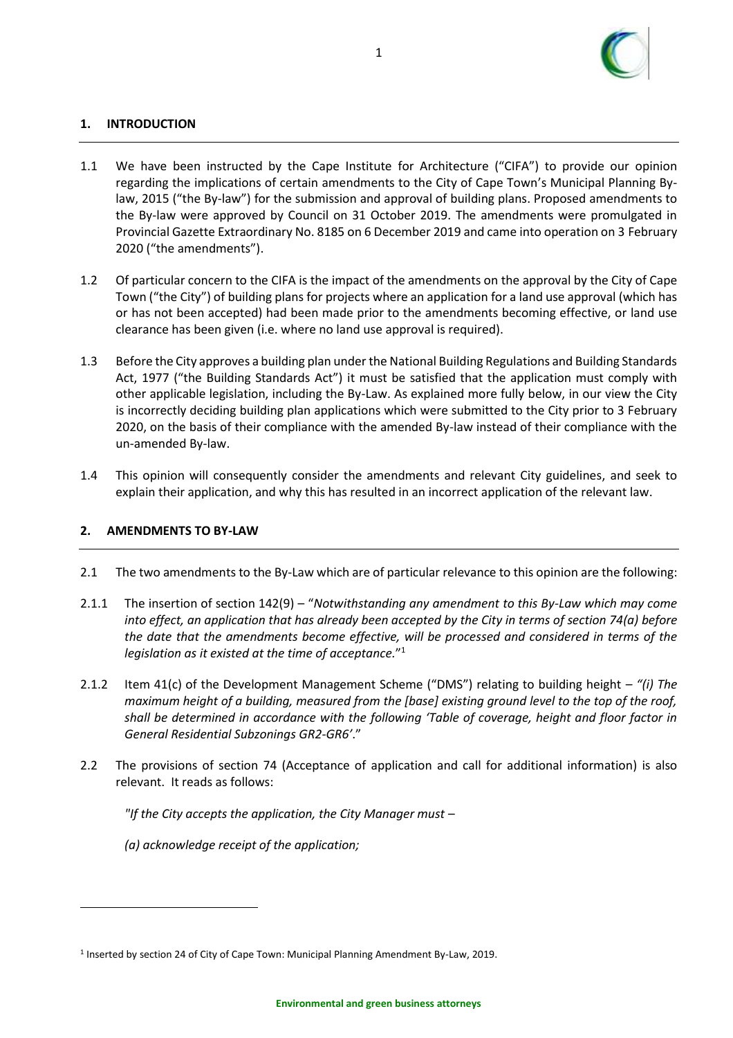## 1. INTRODUCTION

1.1 We have been instructed by the Cape Institute for Architecture ("CIFA") to provide our opinion regarding the implications of certain amendments to the City of Cape Town's Municipal Planning By-law, 2015 ("the By-law") for the submission and approval of building plans. Proposed amendments to the By-law were approved by Council on 31 October 2019. The amendments were promulgated in Provincial Gazette Extraordinary No. 8185 on 6 December 2019 and came into operation on 3 February 2020 ("the amendments").

1.2 Of particular concern to the CIFA is the impact of the amendments on the approval by the City of Cape Town ("the City") of building plans for projects where an application for a land use approval (which has or has not been accepted) had been made prior to the amendments becoming effective, or land use clearance has been given (i.e. where no land use approval is required).

1.3 Before the City approves a building plan under the National Building Regulations and Building Standards Act, 1977 ("the Building Standards Act") it must be satisfied that the application must comply with other applicable legislation, including the By-Law. As explained more fully below, in our view the City is incorrectly deciding building plan applications which were submitted to the City prior to 3 February 2020, on the basis of their compliance with the amended By-law instead of their compliance with the un-amended By-law.

1.4 This opinion will consequently consider the amendments and relevant City guidelines, and seek to explain their application, and why this has resulted in an incorrect application of the relevant law.

## 2. AMENDMENTS TO BY-LAW

2.1 The two amendments to the By-Law which are of particular relevance to this opinion are the following:

2.1.1 The insertion of section 142(9) – "*Notwithstanding any amendment to this By-Law which may come into effect, an application that has already been accepted by the City in terms of section 74(a) before the date that the amendments become effective, will be processed and considered in terms of the legislation as it existed at the time of acceptance.*"[1]

2.1.2 Item 41(c) of the Development Management Scheme ("DMS") relating to building height – *"(i) The maximum height of a building, measured from the [base] existing ground level to the top of the roof, shall be determined in accordance with the following 'Table of coverage, height and floor factor in General Residential Subzonings GR2-GR6'.*"

2.2 The provisions of section 74 (Acceptance of application and call for additional information) is also relevant. It reads as follows:

*"If the City accepts the application, the City Manager must –*

*(a) acknowledge receipt of the application;*

---

[1] Inserted by section 24 of City of Cape Town: Municipal Planning Amendment By-Law, 2019.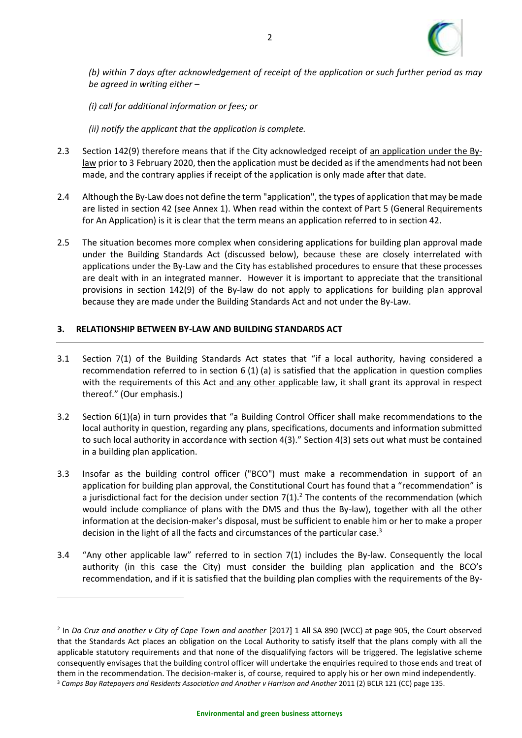*(b) within 7 days after acknowledgement of receipt of the application or such further period as may be agreed in writing either –*

*(i) call for additional information or fees; or*

*(ii) notify the applicant that the application is complete.*

2.3 Section 142(9) therefore means that if the City acknowledged receipt of an application under the By-law prior to 3 February 2020, then the application must be decided as if the amendments had not been made, and the contrary applies if receipt of the application is only made after that date.

2.4 Although the By-Law does not define the term "application", the types of application that may be made are listed in section 42 (see Annex 1). When read within the context of Part 5 (General Requirements for An Application) is it is clear that the term means an application referred to in section 42.

2.5 The situation becomes more complex when considering applications for building plan approval made under the Building Standards Act (discussed below), because these are closely interrelated with applications under the By-Law and the City has established procedures to ensure that these processes are dealt with in an integrated manner. However it is important to appreciate that the transitional provisions in section 142(9) of the By-law do not apply to applications for building plan approval because they are made under the Building Standards Act and not under the By-Law.

## 3. RELATIONSHIP BETWEEN BY-LAW AND BUILDING STANDARDS ACT

3.1 Section 7(1) of the Building Standards Act states that "if a local authority, having considered a recommendation referred to in section 6 (1) (a) is satisfied that the application in question complies with the requirements of this Act and any other applicable law, it shall grant its approval in respect thereof." (Our emphasis.)

3.2 Section 6(1)(a) in turn provides that "a Building Control Officer shall make recommendations to the local authority in question, regarding any plans, specifications, documents and information submitted to such local authority in accordance with section 4(3)." Section 4(3) sets out what must be contained in a building plan application.

3.3 Insofar as the building control officer ("BCO") must make a recommendation in support of an application for building plan approval, the Constitutional Court has found that a "recommendation" is a jurisdictional fact for the decision under section 7(1).[2] The contents of the recommendation (which would include compliance of plans with the DMS and thus the By-law), together with all the other information at the decision-maker's disposal, must be sufficient to enable him or her to make a proper decision in the light of all the facts and circumstances of the particular case.[3]

3.4 "Any other applicable law" referred to in section 7(1) includes the By-law. Consequently the local authority (in this case the City) must consider the building plan application and the BCO's recommendation, and if it is satisfied that the building plan complies with the requirements of the By-

---

[2] In *Da Cruz and another v City of Cape Town and another* [2017] 1 All SA 890 (WCC) at page 905, the Court observed that the Standards Act places an obligation on the Local Authority to satisfy itself that the plans comply with all the applicable statutory requirements and that none of the disqualifying factors will be triggered. The legislative scheme consequently envisages that the building control officer will undertake the enquiries required to those ends and treat of them in the recommendation. The decision-maker is, of course, required to apply his or her own mind independently.

[3] *Camps Bay Ratepayers and Residents Association and Another v Harrison and Another* 2011 (2) BCLR 121 (CC) page 135.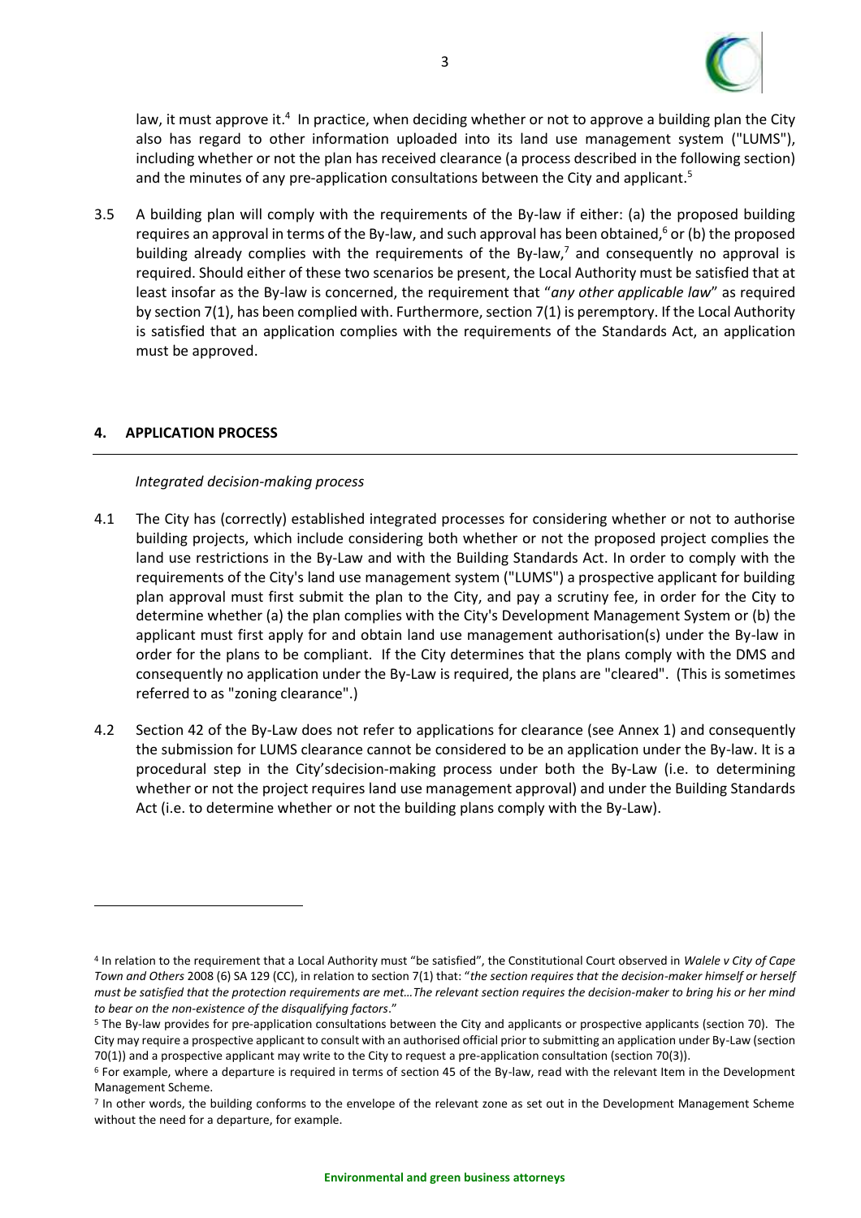law, it must approve it.[4] In practice, when deciding whether or not to approve a building plan the City also has regard to other information uploaded into its land use management system ("LUMS"), including whether or not the plan has received clearance (a process described in the following section) and the minutes of any pre-application consultations between the City and applicant.[5]

3.5 A building plan will comply with the requirements of the By-law if either: (a) the proposed building requires an approval in terms of the By-law, and such approval has been obtained,[6] or (b) the proposed building already complies with the requirements of the By-law,[7] and consequently no approval is required. Should either of these two scenarios be present, the Local Authority must be satisfied that at least insofar as the By-law is concerned, the requirement that "*any other applicable law*" as required by section 7(1), has been complied with. Furthermore, section 7(1) is peremptory. If the Local Authority is satisfied that an application complies with the requirements of the Standards Act, an application must be approved.

## 4. APPLICATION PROCESS

*Integrated decision-making process*

4.1 The City has (correctly) established integrated processes for considering whether or not to authorise building projects, which include considering both whether or not the proposed project complies the land use restrictions in the By-Law and with the Building Standards Act. In order to comply with the requirements of the City's land use management system ("LUMS") a prospective applicant for building plan approval must first submit the plan to the City, and pay a scrutiny fee, in order for the City to determine whether (a) the plan complies with the City's Development Management System or (b) the applicant must first apply for and obtain land use management authorisation(s) under the By-law in order for the plans to be compliant. If the City determines that the plans comply with the DMS and consequently no application under the By-Law is required, the plans are "cleared". (This is sometimes referred to as "zoning clearance".)

4.2 Section 42 of the By-Law does not refer to applications for clearance (see Annex 1) and consequently the submission for LUMS clearance cannot be considered to be an application under the By-law. It is a procedural step in the City'sdecision-making process under both the By-Law (i.e. to determining whether or not the project requires land use management approval) and under the Building Standards Act (i.e. to determine whether or not the building plans comply with the By-Law).

---

[4] In relation to the requirement that a Local Authority must "be satisfied", the Constitutional Court observed in *Walele v City of Cape Town and Others* 2008 (6) SA 129 (CC), in relation to section 7(1) that: "*the section requires that the decision-maker himself or herself must be satisfied that the protection requirements are met…The relevant section requires the decision-maker to bring his or her mind to bear on the non-existence of the disqualifying factors*."

[5] The By-law provides for pre-application consultations between the City and applicants or prospective applicants (section 70). The City may require a prospective applicant to consult with an authorised official prior to submitting an application under By-Law (section 70(1)) and a prospective applicant may write to the City to request a pre-application consultation (section 70(3)).

[6] For example, where a departure is required in terms of section 45 of the By-law, read with the relevant Item in the Development Management Scheme.

[7] In other words, the building conforms to the envelope of the relevant zone as set out in the Development Management Scheme without the need for a departure, for example.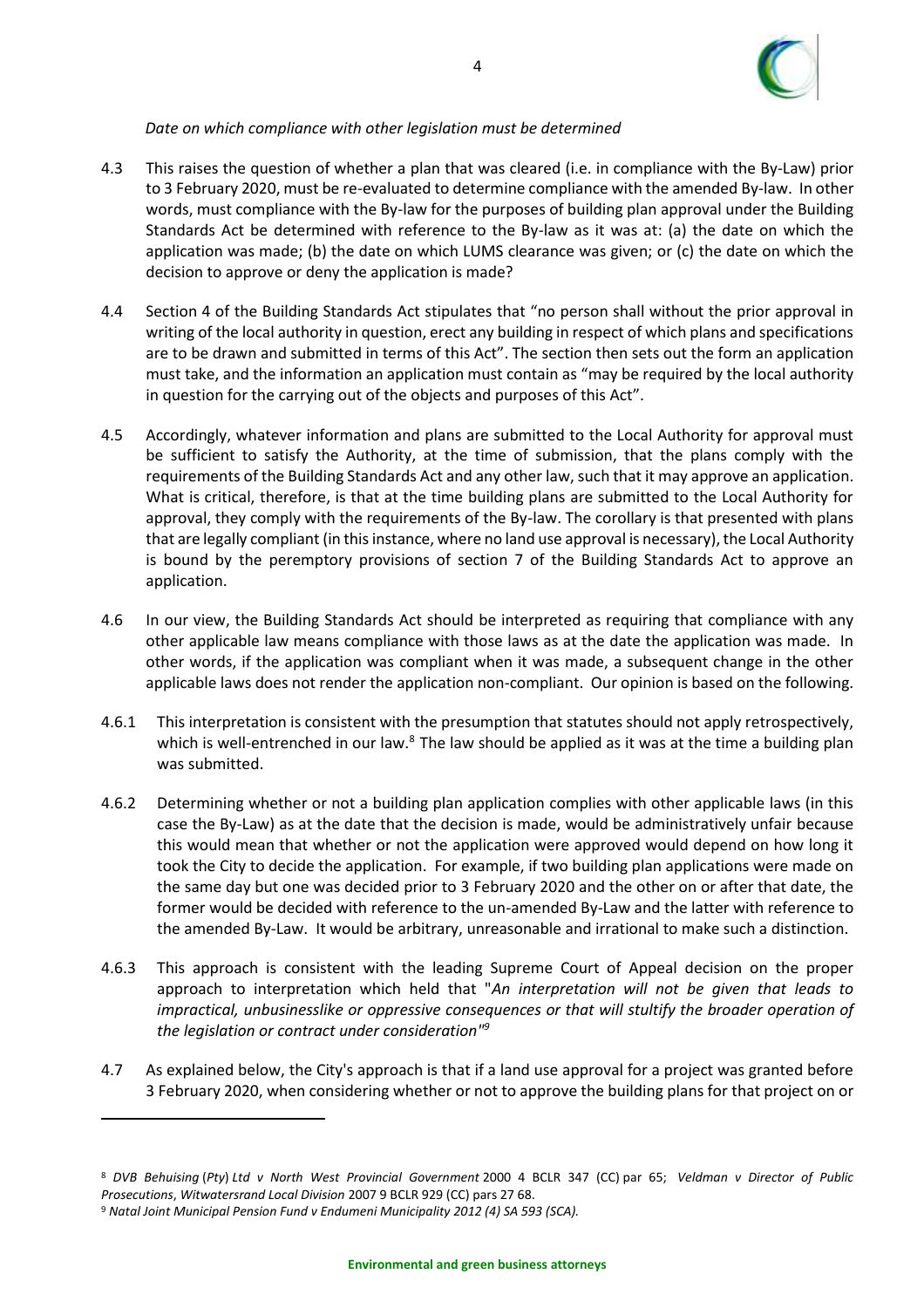*Date on which compliance with other legislation must be determined*

4.3 This raises the question of whether a plan that was cleared (i.e. in compliance with the By-Law) prior to 3 February 2020, must be re-evaluated to determine compliance with the amended By-law. In other words, must compliance with the By-law for the purposes of building plan approval under the Building Standards Act be determined with reference to the By-law as it was at: (a) the date on which the application was made; (b) the date on which LUMS clearance was given; or (c) the date on which the decision to approve or deny the application is made?

4.4 Section 4 of the Building Standards Act stipulates that "no person shall without the prior approval in writing of the local authority in question, erect any building in respect of which plans and specifications are to be drawn and submitted in terms of this Act". The section then sets out the form an application must take, and the information an application must contain as "may be required by the local authority in question for the carrying out of the objects and purposes of this Act".

4.5 Accordingly, whatever information and plans are submitted to the Local Authority for approval must be sufficient to satisfy the Authority, at the time of submission, that the plans comply with the requirements of the Building Standards Act and any other law, such that it may approve an application. What is critical, therefore, is that at the time building plans are submitted to the Local Authority for approval, they comply with the requirements of the By-law. The corollary is that presented with plans that are legally compliant (in this instance, where no land use approval is necessary), the Local Authority is bound by the peremptory provisions of section 7 of the Building Standards Act to approve an application.

4.6 In our view, the Building Standards Act should be interpreted as requiring that compliance with any other applicable law means compliance with those laws as at the date the application was made. In other words, if the application was compliant when it was made, a subsequent change in the other applicable laws does not render the application non-compliant. Our opinion is based on the following.

4.6.1 This interpretation is consistent with the presumption that statutes should not apply retrospectively, which is well-entrenched in our law.[8] The law should be applied as it was at the time a building plan was submitted.

4.6.2 Determining whether or not a building plan application complies with other applicable laws (in this case the By-Law) as at the date that the decision is made, would be administratively unfair because this would mean that whether or not the application were approved would depend on how long it took the City to decide the application. For example, if two building plan applications were made on the same day but one was decided prior to 3 February 2020 and the other on or after that date, the former would be decided with reference to the un-amended By-Law and the latter with reference to the amended By-Law. It would be arbitrary, unreasonable and irrational to make such a distinction.

4.6.3 This approach is consistent with the leading Supreme Court of Appeal decision on the proper approach to interpretation which held that "*An interpretation will not be given that leads to impractical, unbusinesslike or oppressive consequences or that will stultify the broader operation of the legislation or contract under consideration*"[9]

4.7 As explained below, the City's approach is that if a land use approval for a project was granted before 3 February 2020, when considering whether or not to approve the building plans for that project on or

---

[8] *DVB Behuising (Pty) Ltd v North West Provincial Government* 2000 4 BCLR 347 (CC) par 65; *Veldman v Director of Public Prosecutions, Witwatersrand Local Division* 2007 9 BCLR 929 (CC) pars 27 68.

[9] *Natal Joint Municipal Pension Fund v Endumeni Municipality 2012 (4) SA 593 (SCA).*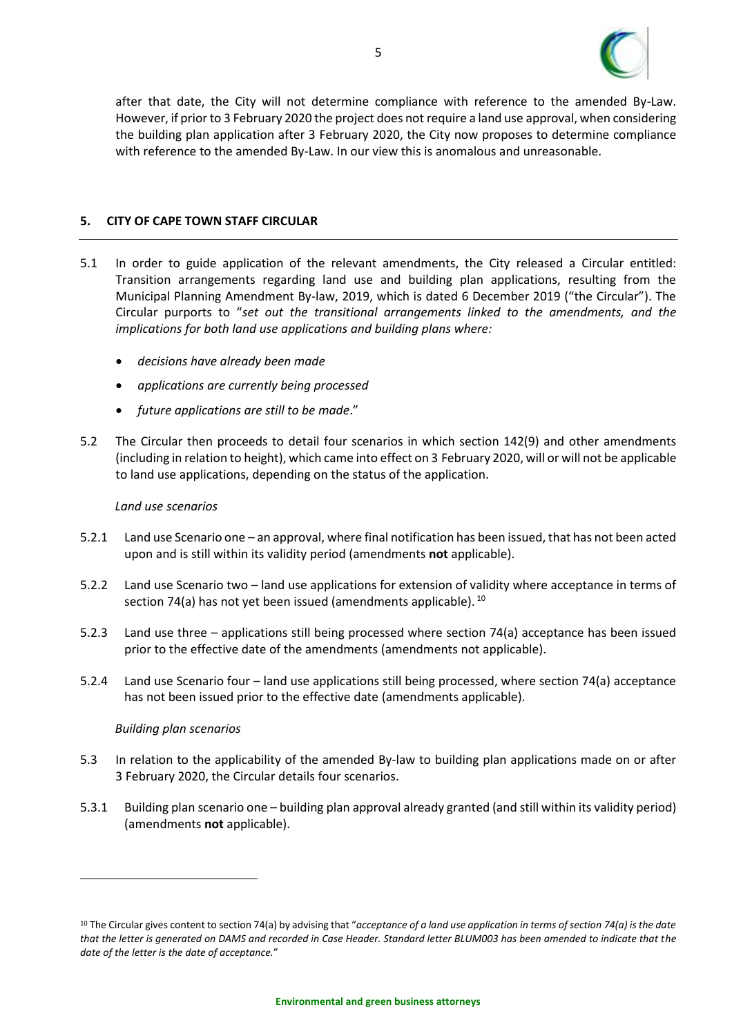after that date, the City will not determine compliance with reference to the amended By-Law. However, if prior to 3 February 2020 the project does not require a land use approval, when considering the building plan application after 3 February 2020, the City now proposes to determine compliance with reference to the amended By-Law. In our view this is anomalous and unreasonable.

## 5. CITY OF CAPE TOWN STAFF CIRCULAR

5.1 In order to guide application of the relevant amendments, the City released a Circular entitled: Transition arrangements regarding land use and building plan applications, resulting from the Municipal Planning Amendment By-law, 2019, which is dated 6 December 2019 ("the Circular"). The Circular purports to "*set out the transitional arrangements linked to the amendments, and the implications for both land use applications and building plans where:*

- *decisions have already been made*
- *applications are currently being processed*
- *future applications are still to be made*."

5.2 The Circular then proceeds to detail four scenarios in which section 142(9) and other amendments (including in relation to height), which came into effect on 3 February 2020, will or will not be applicable to land use applications, depending on the status of the application.

*Land use scenarios*

5.2.1 Land use Scenario one – an approval, where final notification has been issued, that has not been acted upon and is still within its validity period (amendments **not** applicable).

5.2.2 Land use Scenario two – land use applications for extension of validity where acceptance in terms of section 74(a) has not yet been issued (amendments applicable). [10]

5.2.3 Land use three – applications still being processed where section 74(a) acceptance has been issued prior to the effective date of the amendments (amendments not applicable).

5.2.4 Land use Scenario four – land use applications still being processed, where section 74(a) acceptance has not been issued prior to the effective date (amendments applicable).

*Building plan scenarios*

5.3 In relation to the applicability of the amended By-law to building plan applications made on or after 3 February 2020, the Circular details four scenarios.

5.3.1 Building plan scenario one – building plan approval already granted (and still within its validity period) (amendments **not** applicable).

---

[10] The Circular gives content to section 74(a) by advising that "*acceptance of a land use application in terms of section 74(a) is the date that the letter is generated on DAMS and recorded in Case Header. Standard letter BLUM003 has been amended to indicate that the date of the letter is the date of acceptance.*"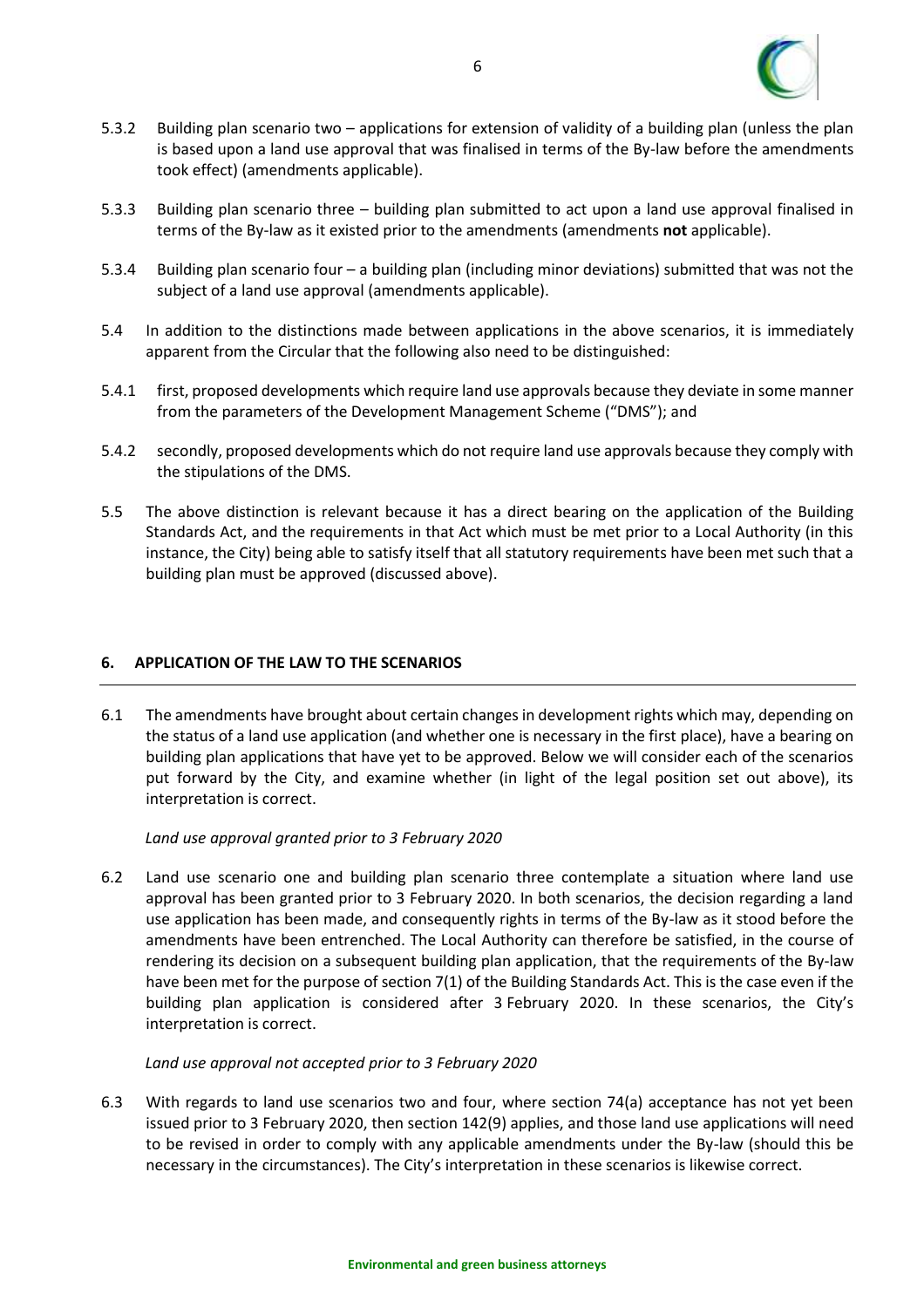5.3.2 Building plan scenario two – applications for extension of validity of a building plan (unless the plan is based upon a land use approval that was finalised in terms of the By-law before the amendments took effect) (amendments applicable).

5.3.3 Building plan scenario three – building plan submitted to act upon a land use approval finalised in terms of the By-law as it existed prior to the amendments (amendments **not** applicable).

5.3.4 Building plan scenario four – a building plan (including minor deviations) submitted that was not the subject of a land use approval (amendments applicable).

5.4 In addition to the distinctions made between applications in the above scenarios, it is immediately apparent from the Circular that the following also need to be distinguished:

5.4.1 first, proposed developments which require land use approvals because they deviate in some manner from the parameters of the Development Management Scheme ("DMS"); and

5.4.2 secondly, proposed developments which do not require land use approvals because they comply with the stipulations of the DMS.

5.5 The above distinction is relevant because it has a direct bearing on the application of the Building Standards Act, and the requirements in that Act which must be met prior to a Local Authority (in this instance, the City) being able to satisfy itself that all statutory requirements have been met such that a building plan must be approved (discussed above).

## 6. APPLICATION OF THE LAW TO THE SCENARIOS

6.1 The amendments have brought about certain changes in development rights which may, depending on the status of a land use application (and whether one is necessary in the first place), have a bearing on building plan applications that have yet to be approved. Below we will consider each of the scenarios put forward by the City, and examine whether (in light of the legal position set out above), its interpretation is correct.

*Land use approval granted prior to 3 February 2020*

6.2 Land use scenario one and building plan scenario three contemplate a situation where land use approval has been granted prior to 3 February 2020. In both scenarios, the decision regarding a land use application has been made, and consequently rights in terms of the By-law as it stood before the amendments have been entrenched. The Local Authority can therefore be satisfied, in the course of rendering its decision on a subsequent building plan application, that the requirements of the By-law have been met for the purpose of section 7(1) of the Building Standards Act. This is the case even if the building plan application is considered after 3 February 2020. In these scenarios, the City's interpretation is correct.

*Land use approval not accepted prior to 3 February 2020*

6.3 With regards to land use scenarios two and four, where section 74(a) acceptance has not yet been issued prior to 3 February 2020, then section 142(9) applies, and those land use applications will need to be revised in order to comply with any applicable amendments under the By-law (should this be necessary in the circumstances). The City's interpretation in these scenarios is likewise correct.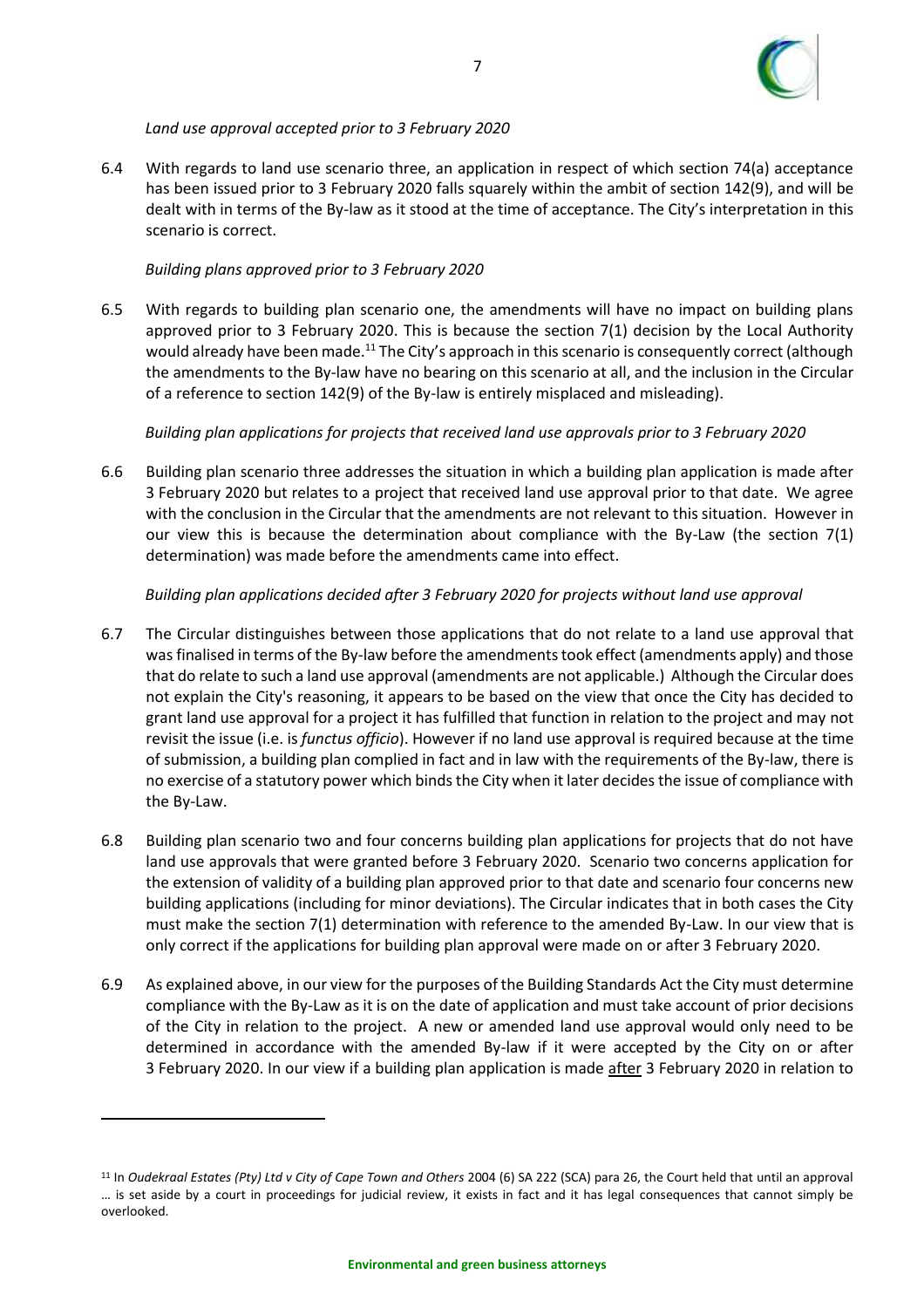*Land use approval accepted prior to 3 February 2020*

6.4 With regards to land use scenario three, an application in respect of which section 74(a) acceptance has been issued prior to 3 February 2020 falls squarely within the ambit of section 142(9), and will be dealt with in terms of the By-law as it stood at the time of acceptance. The City's interpretation in this scenario is correct.

*Building plans approved prior to 3 February 2020*

6.5 With regards to building plan scenario one, the amendments will have no impact on building plans approved prior to 3 February 2020. This is because the section 7(1) decision by the Local Authority would already have been made.[11] The City's approach in this scenario is consequently correct (although the amendments to the By-law have no bearing on this scenario at all, and the inclusion in the Circular of a reference to section 142(9) of the By-law is entirely misplaced and misleading).

*Building plan applications for projects that received land use approvals prior to 3 February 2020*

6.6 Building plan scenario three addresses the situation in which a building plan application is made after 3 February 2020 but relates to a project that received land use approval prior to that date. We agree with the conclusion in the Circular that the amendments are not relevant to this situation. However in our view this is because the determination about compliance with the By-Law (the section 7(1) determination) was made before the amendments came into effect.

*Building plan applications decided after 3 February 2020 for projects without land use approval*

6.7 The Circular distinguishes between those applications that do not relate to a land use approval that was finalised in terms of the By-law before the amendments took effect (amendments apply) and those that do relate to such a land use approval (amendments are not applicable.) Although the Circular does not explain the City's reasoning, it appears to be based on the view that once the City has decided to grant land use approval for a project it has fulfilled that function in relation to the project and may not revisit the issue (i.e. is *functus officio*). However if no land use approval is required because at the time of submission, a building plan complied in fact and in law with the requirements of the By-law, there is no exercise of a statutory power which binds the City when it later decides the issue of compliance with the By-Law.

6.8 Building plan scenario two and four concerns building plan applications for projects that do not have land use approvals that were granted before 3 February 2020. Scenario two concerns application for the extension of validity of a building plan approved prior to that date and scenario four concerns new building applications (including for minor deviations). The Circular indicates that in both cases the City must make the section 7(1) determination with reference to the amended By-Law. In our view that is only correct if the applications for building plan approval were made on or after 3 February 2020.

6.9 As explained above, in our view for the purposes of the Building Standards Act the City must determine compliance with the By-Law as it is on the date of application and must take account of prior decisions of the City in relation to the project. A new or amended land use approval would only need to be determined in accordance with the amended By-law if it were accepted by the City on or after 3 February 2020. In our view if a building plan application is made after 3 February 2020 in relation to

---

[11] In *Oudekraal Estates (Pty) Ltd v City of Cape Town and Others* 2004 (6) SA 222 (SCA) para 26, the Court held that until an approval … is set aside by a court in proceedings for judicial review, it exists in fact and it has legal consequences that cannot simply be overlooked.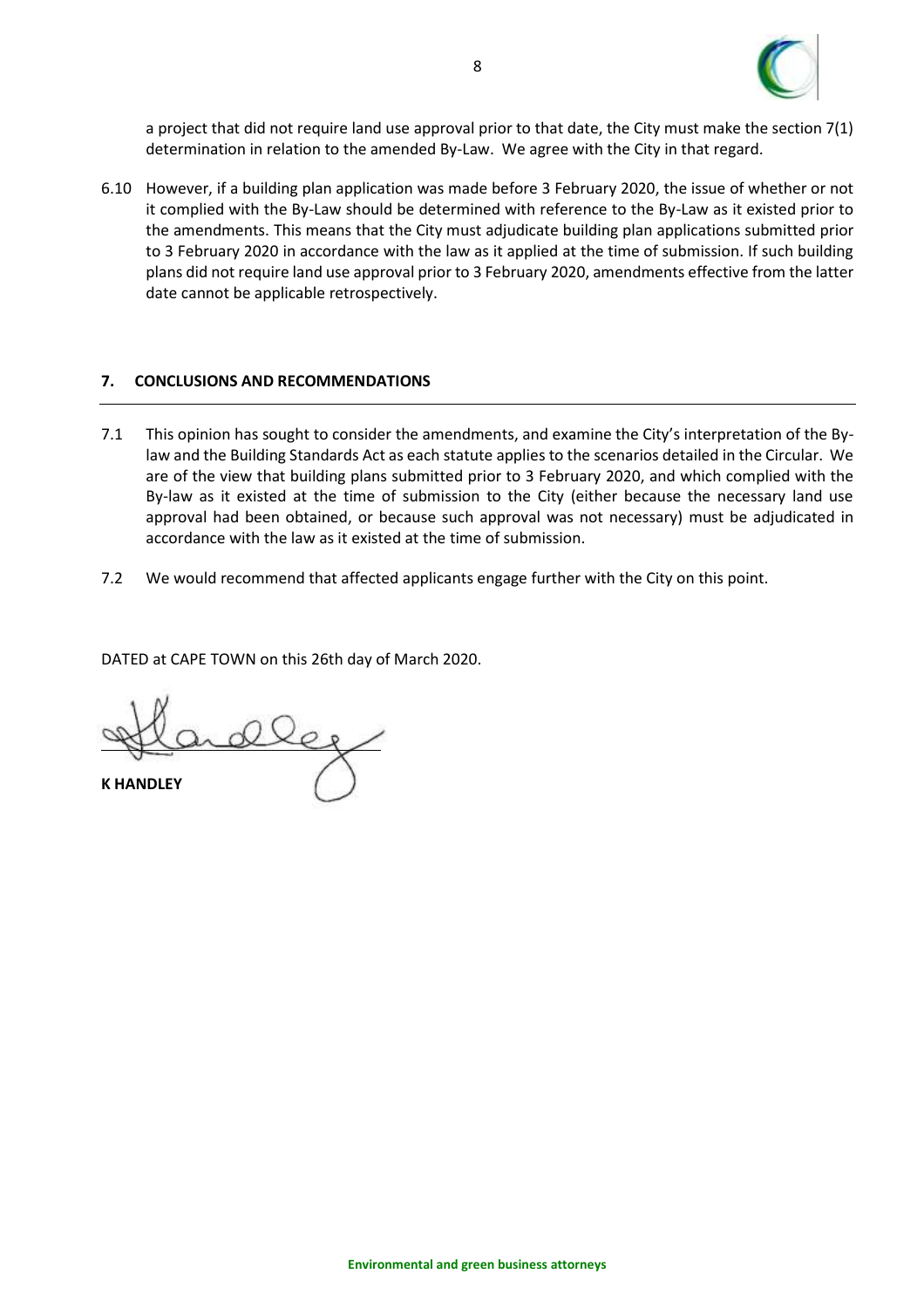a project that did not require land use approval prior to that date, the City must make the section 7(1) determination in relation to the amended By-Law. We agree with the City in that regard.

6.10 However, if a building plan application was made before 3 February 2020, the issue of whether or not it complied with the By-Law should be determined with reference to the By-Law as it existed prior to the amendments. This means that the City must adjudicate building plan applications submitted prior to 3 February 2020 in accordance with the law as it applied at the time of submission. If such building plans did not require land use approval prior to 3 February 2020, amendments effective from the latter date cannot be applicable retrospectively.

## 7. CONCLUSIONS AND RECOMMENDATIONS

7.1 This opinion has sought to consider the amendments, and examine the City's interpretation of the By-law and the Building Standards Act as each statute applies to the scenarios detailed in the Circular. We are of the view that building plans submitted prior to 3 February 2020, and which complied with the By-law as it existed at the time of submission to the City (either because the necessary land use approval had been obtained, or because such approval was not necessary) must be adjudicated in accordance with the law as it existed at the time of submission.

7.2 We would recommend that affected applicants engage further with the City on this point.

DATED at CAPE TOWN on this 26th day of March 2020.

**K HANDLEY**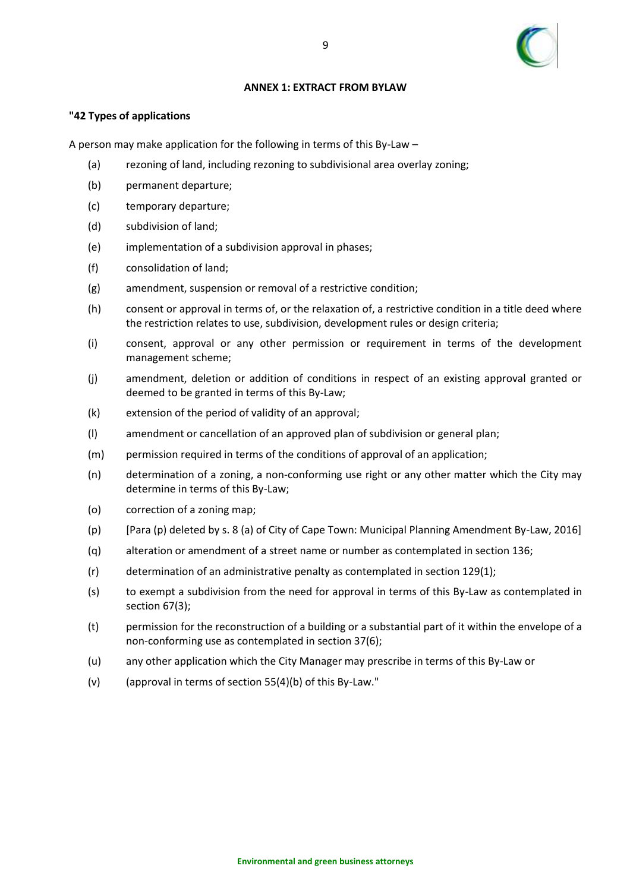**ANNEX 1: EXTRACT FROM BYLAW**

**"42 Types of applications**

A person may make application for the following in terms of this By-Law –

(a) rezoning of land, including rezoning to subdivisional area overlay zoning;

(b) permanent departure;

(c) temporary departure;

(d) subdivision of land;

(e) implementation of a subdivision approval in phases;

(f) consolidation of land;

(g) amendment, suspension or removal of a restrictive condition;

(h) consent or approval in terms of, or the relaxation of, a restrictive condition in a title deed where the restriction relates to use, subdivision, development rules or design criteria;

(i) consent, approval or any other permission or requirement in terms of the development management scheme;

(j) amendment, deletion or addition of conditions in respect of an existing approval granted or deemed to be granted in terms of this By-Law;

(k) extension of the period of validity of an approval;

(l) amendment or cancellation of an approved plan of subdivision or general plan;

(m) permission required in terms of the conditions of approval of an application;

(n) determination of a zoning, a non-conforming use right or any other matter which the City may determine in terms of this By-Law;

(o) correction of a zoning map;

(p) [Para (p) deleted by s. 8 (a) of City of Cape Town: Municipal Planning Amendment By-Law, 2016]

(q) alteration or amendment of a street name or number as contemplated in section 136;

(r) determination of an administrative penalty as contemplated in section 129(1);

(s) to exempt a subdivision from the need for approval in terms of this By-Law as contemplated in section 67(3);

(t) permission for the reconstruction of a building or a substantial part of it within the envelope of a non-conforming use as contemplated in section 37(6);

(u) any other application which the City Manager may prescribe in terms of this By-Law or

(v) (approval in terms of section 55(4)(b) of this By-Law."